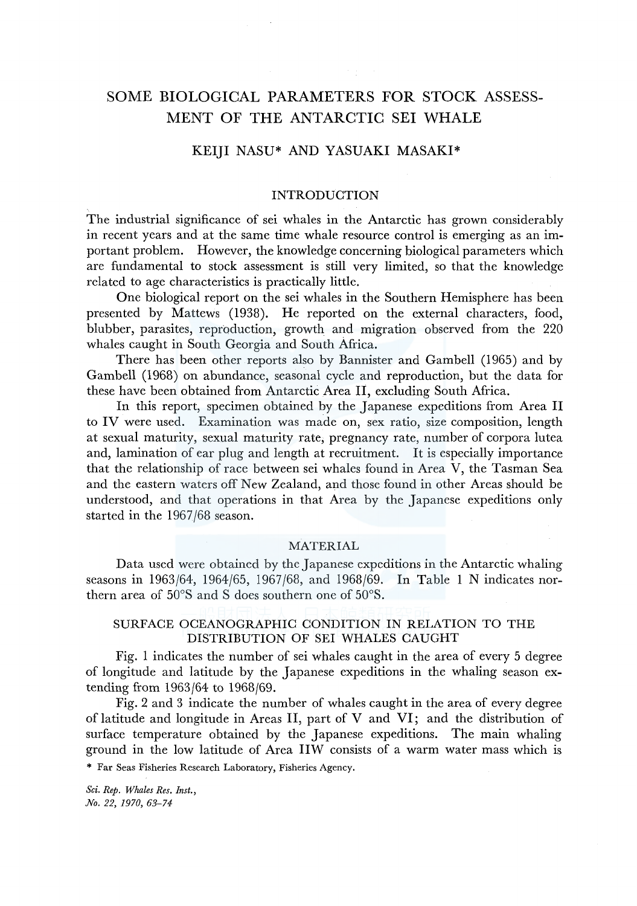# SOME BIOLOGICAL PARAMETERS FOR STOCK ASSESSMENT OF THE ANTARCTIC SEI WHALE

KEIJI NASU* AND YASUAKI MASAKI*

## INTRODUCTION

The industrial significance of sei whales in the Antarctic has grown considerably in recent years and at the same time whale resource control is emerging as an important problem. However, the knowledge concerning biological parameters which are fundamental to stock assessment is still very limited, so that the knowledge related to age characteristics is practically little.

One biological report on the sei whales in the Southern Hemisphere has been presented by Mattews (1938). He reported on the external characters, food, blubber, parasites, reproduction, growth and migration observed from the 220 whales caught in South Georgia and South Africa.

There has been other reports also by Bannister and Gambell (1965) and by Gambell (1968) on abundance, seasonal cycle and reproduction, but the data for these have been obtained from Antarctic Area II, excluding South Africa.

In this report, specimen obtained by the Japanese expeditions from Area II to IV were used. Examination was made on, sex ratio, size composition, length at sexual maturity, sexual maturity rate, pregnancy rate, number of corpora lutea and, lamination of ear plug and length at recruitment. It is especially importance that the relationship of race between sei whales found in Area V, the Tasman Sea and the eastern waters off New Zealand, and those found in other Areas should be understood, and that operations in that Area by the Japanese expeditions only started in the 1967/68 season.

## MATERIAL

Data used were obtained by the Japanese expeditions in the Antarctic whaling seasons in 1963/64, 1964/65, 1967/68, and 1968/69. In Table 1 N indicates northern area of 50°S and S does southern one of 50°S.

## SURFACE OCEANOGRAPHIC CONDITION IN RELATION TO THE DISTRIBUTION OF SEI WHALES CAUGHT

Fig. 1 indicates the number of sei whales caught in the area of every 5 degree of longitude and latitude by the Japanese expeditions in the whaling season extending from 1963/64 to 1968/69.

Fig. 2 and 3 indicate the number of whales caught in the area of every degree of latitude and longitude in Areas II, part of V and VI; and the distribution of surface temperature obtained by the Japanese expeditions. The main whaling ground in the low latitude of Area IIW consists of a warm water mass which is

\* Far Seas Fisheries Research Laboratory, Fisheries Agency.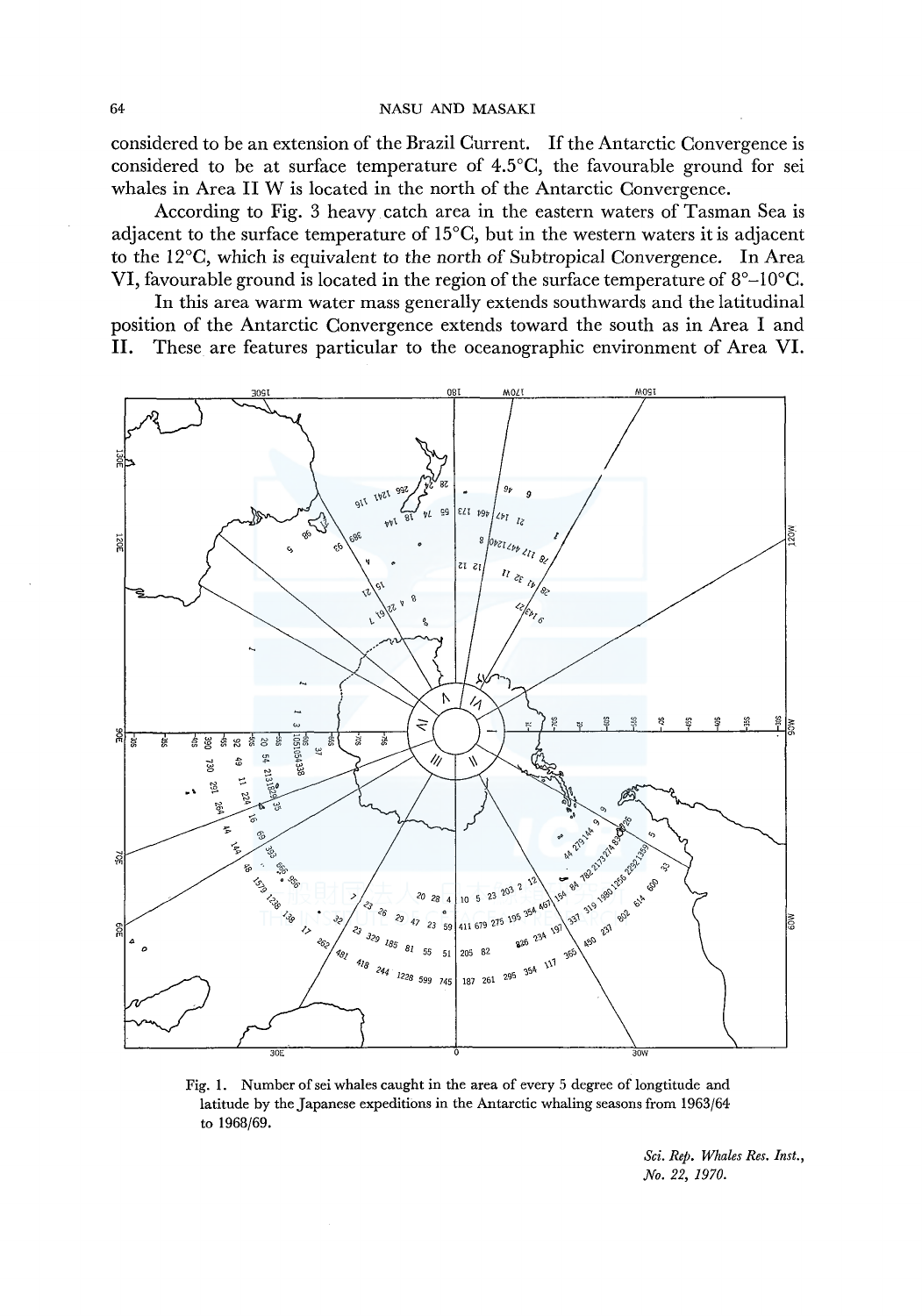considered to be an extension of the Brazil Current. If the Antarctic Convergence is considered to be at surface temperature of 4.5°C, the favourable ground for sei whales in Area II W is located in the north of the Antarctic Convergence.

According to Fig. 3 heavy catch area in the eastern waters of Tasman Sea is adjacent to the surface temperature of 15°C, but in the western waters it is adjacent to the 12°C, which is equivalent to the north of Subtropical Convergence. In Area VI, favourable ground is located in the region of the surface temperature of 8°–10°C.

In this area warm water mass generally extends southwards and the latitudinal position of the Antarctic Convergence extends toward the south as in Area I and II. These are features particular to the oceanographic environment of Area VI.

Fig. 1. Number of sei whales caught in the area of every 5 degree of longtitude and latitude by the Japanese expeditions in the Antarctic whaling seasons from 1963/64 to 1968/69.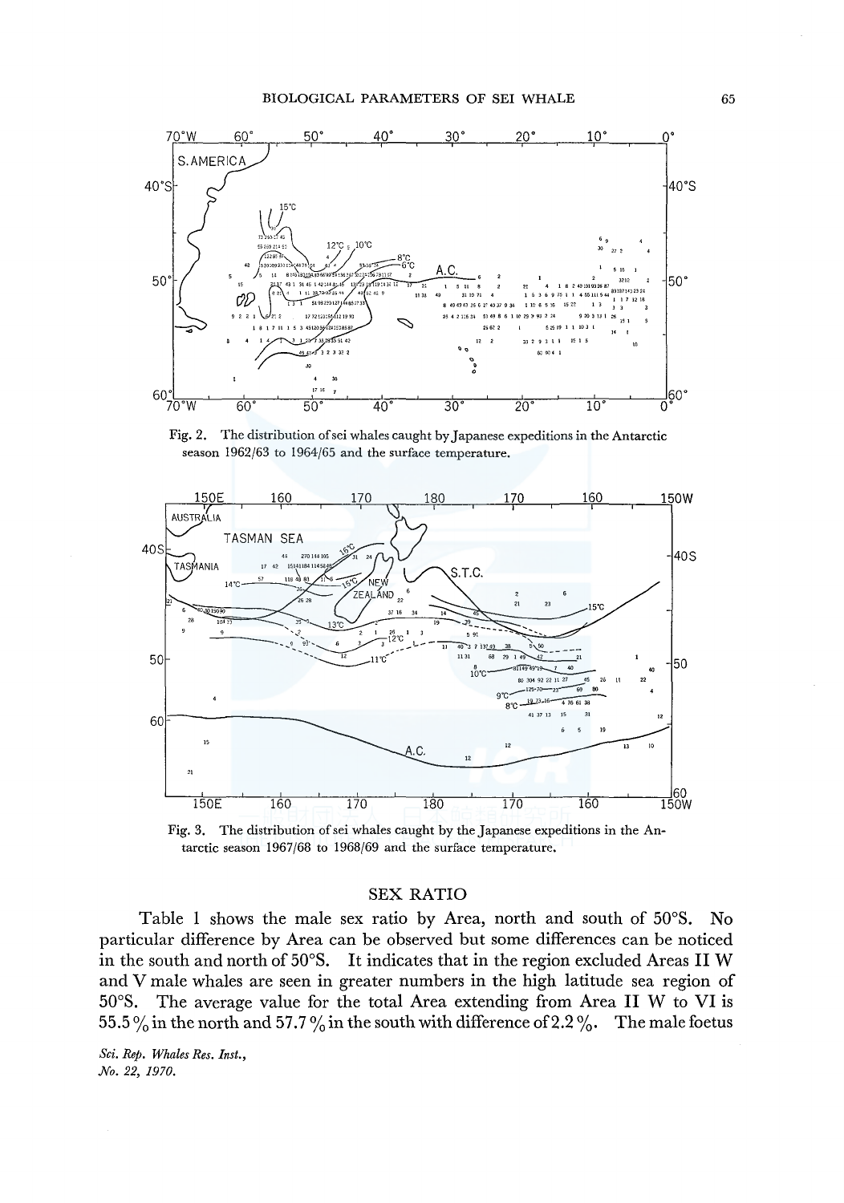Fig. 2. The distribution of sei whales caught by Japanese expeditions in the Antarctic season 1962/63 to 1964/65 and the surface temperature.

Fig. 3. The distribution of sei whales caught by the Japanese expeditions in the Antarctic season 1967/68 to 1968/69 and the surface temperature.

## SEX RATIO

Table 1 shows the male sex ratio by Area, north and south of 50°S. No particular difference by Area can be observed but some differences can be noticed in the south and north of 50°S. It indicates that in the region excluded Areas II W and V male whales are seen in greater numbers in the high latitude sea region of 50°S. The average value for the total Area extending from Area II W to VI is 55.5 % in the north and 57.7 % in the south with difference of 2.2 %. The male foetus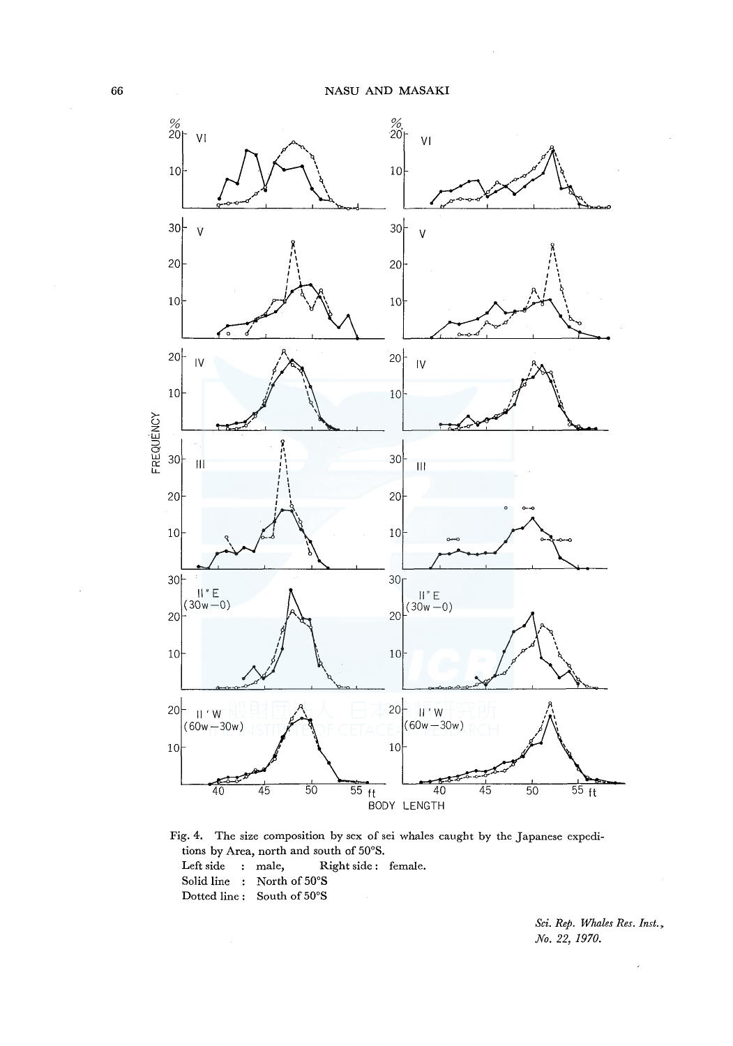Fig. 4. The size composition by sex of sei whales caught by the Japanese expeditions by Area, north and south of 50°S.
Left side : male, Right side : female.
Solid line : North of 50°S
Dotted line : South of 50°S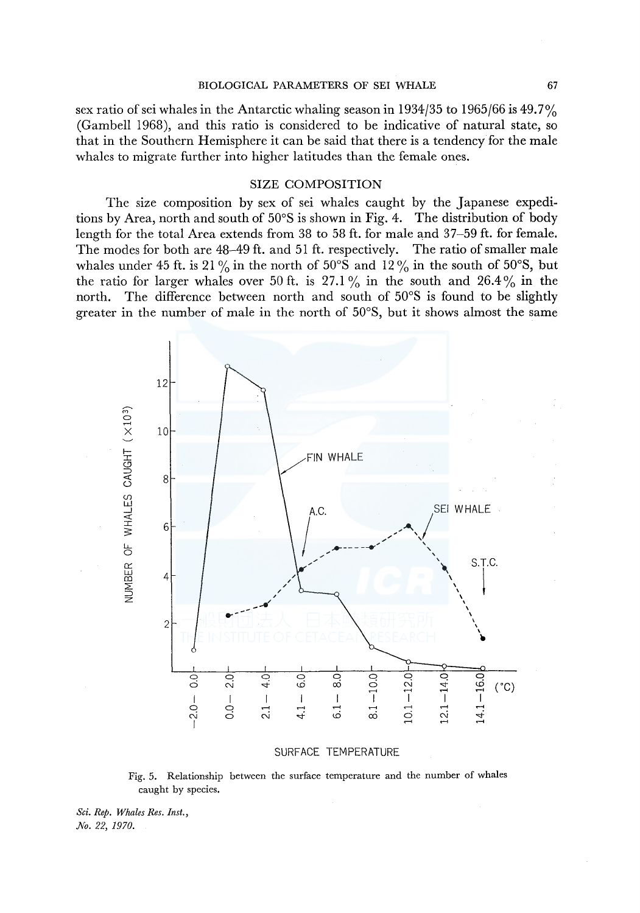sex ratio of sei whales in the Antarctic whaling season in 1934/35 to 1965/66 is 49.7% (Gambell 1968), and this ratio is considered to be indicative of natural state, so that in the Southern Hemisphere it can be said that there is a tendency for the male whales to migrate further into higher latitudes than the female ones.

## SIZE COMPOSITION

The size composition by sex of sei whales caught by the Japanese expeditions by Area, north and south of 50°S is shown in Fig. 4. The distribution of body length for the total Area extends from 38 to 58 ft. for male and 37–59 ft. for female. The modes for both are 48–49 ft. and 51 ft. respectively. The ratio of smaller male whales under 45 ft. is 21% in the north of 50°S and 12% in the south of 50°S, but the ratio for larger whales over 50 ft. is 27.1% in the south and 26.4% in the north. The difference between north and south of 50°S is found to be slightly greater in the number of male in the north of 50°S, but it shows almost the same

Fig. 5. Relationship between the surface temperature and the number of whales caught by species.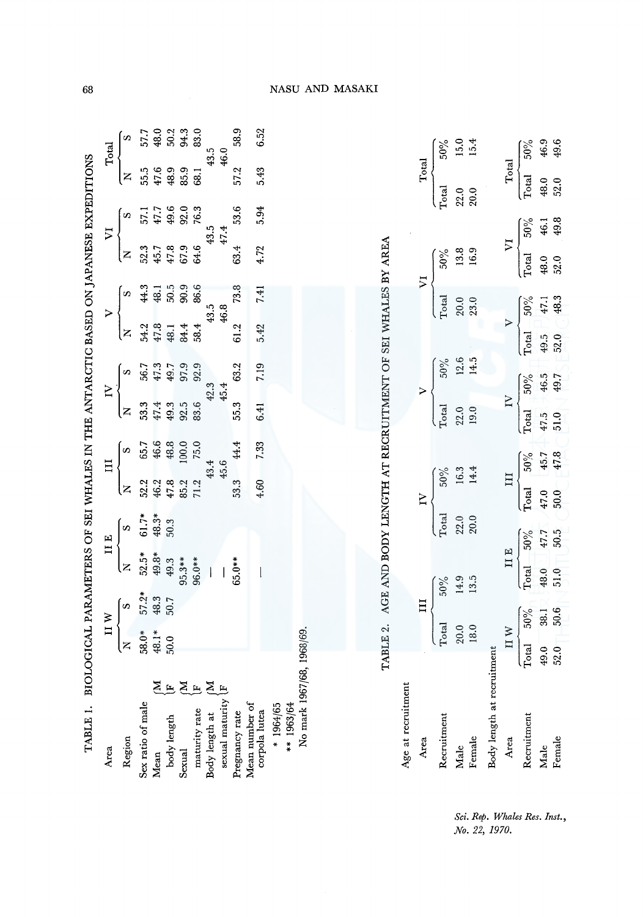TABLE 1. BIOLOGICAL PARAMETERS OF SEI WHALES IN THE ANTARCTIC BASED ON JAPANESE EXPEDITIONS

| Area | | II W | | II E | | III | | IV | | V | | VI | | Total | |
|---|---|---|---|---|---|---|---|---|---|---|---|---|---|---|---|
| Region | | N | S | N | S | N | S | N | S | N | S | N | S | N | S |
| Sex ratio of male | | 58.0* | 57.2* | 52.5* | 61.7* | 52.2 | 65.7 | 53.3 | 56.7 | 54.2 | 44.3 | 52.3 | 57.1 | 55.5 | 57.7 |
| Mean body length | M | 48.1* | 48.3 | 49.8* | 48.3* | 46.2 | 46.6 | 47.4 | 47.3 | 47.8 | 48.1 | 45.7 | 47.7 | 47.6 | 48.0 |
| | F | 50.0 | 50.7 | 49.3 | 50.3 | 47.8 | 48.8 | 49.3 | 49.7 | 48.1 | 50.5 | 47.8 | 49.6 | 48.9 | 50.2 |
| Sexual maturity rate | M | | | 95.3** | | 85.2 | 100.0 | 92.5 | 97.9 | 84.4 | 90.9 | 67.9 | 92.0 | 85.9 | 94.3 |
| | F | | | 96.0** | | 71.2 | 75.0 | 83.6 | 92.9 | 58.4 | 86.6 | 64.6 | 76.3 | 68.1 | 83.0 |
| Body length at sexual maturity | M | | | — | | 43.4 | | 42.3 | | 43.5 | | 43.5 | | 43.5 | |
| | F | | | — | | 45.6 | | 45.4 | | 46.8 | | 47.4 | | 46.0 | |
| Pregnancy rate | | | | 65.0** | | 53.3 | 44.4 | 55.3 | 63.2 | 61.2 | 73.8 | 63.4 | 53.6 | 57.2 | 58.9 |
| Mean number of corpola lutea | | | | — | | 4.60 | 7.33 | 6.41 | 7.19 | 5.42 | 7.41 | 4.72 | 5.94 | 5.43 | 6.52 |

\* 1964/65

\*\* 1963/64

No mark 1967/68, 1968/69.

TABLE 2. AGE AND BODY LENGTH AT RECRUITMENT OF SEI WHALES BY AREA

Age at recruitment

| Area | III | | IV | | V | | VI | | Total | |
|---|---|---|---|---|---|---|---|---|---|---|
| Recruitment | Total | 50% | Total | 50% | Total | 50% | Total | 50% | Total | 50% |
| Male | 20.0 | 14.9 | 22.0 | 16.3 | 22.0 | 12.6 | 20.0 | 13.8 | 22.0 | 15.0 |
| Female | 18.0 | 13.5 | 20.0 | 14.4 | 19.0 | 14.5 | 23.0 | 16.9 | 20.0 | 15.4 |

Body length at recruitment

| Area | II W | | II E | | III | | IV | | V | | VI | | Total | |
|---|---|---|---|---|---|---|---|---|---|---|---|---|---|---|
| Recruitment | Total | 50% | Total | 50% | Total | 50% | Total | 50% | Total | 50% | Total | 50% | Total | 50% |
| Male | 49.0 | 38.1 | 48.0 | 47.7 | 47.0 | 45.7 | 47.5 | 46.5 | 49.5 | 47.1 | 48.0 | 46.1 | 48.0 | 46.9 |
| Female | 52.0 | 50.6 | 51.0 | 50.5 | 50.0 | 47.8 | 51.0 | 49.7 | 52.0 | 48.3 | 52.0 | 49.8 | 52.0 | 49.6 |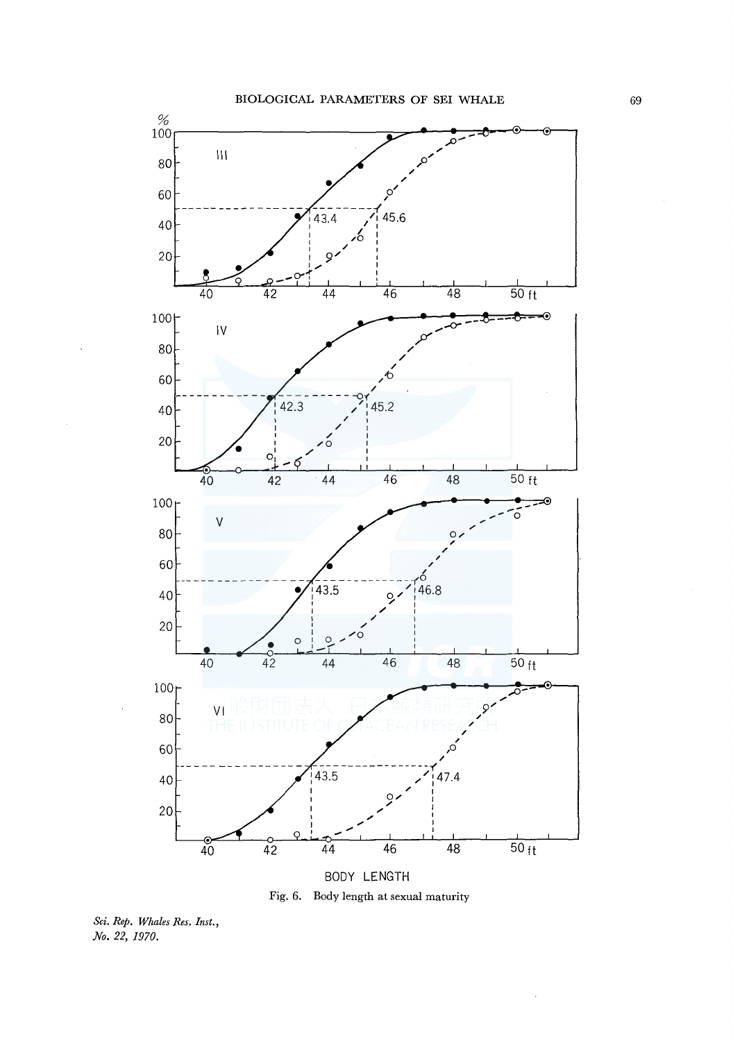Fig. 6. Body length at sexual maturity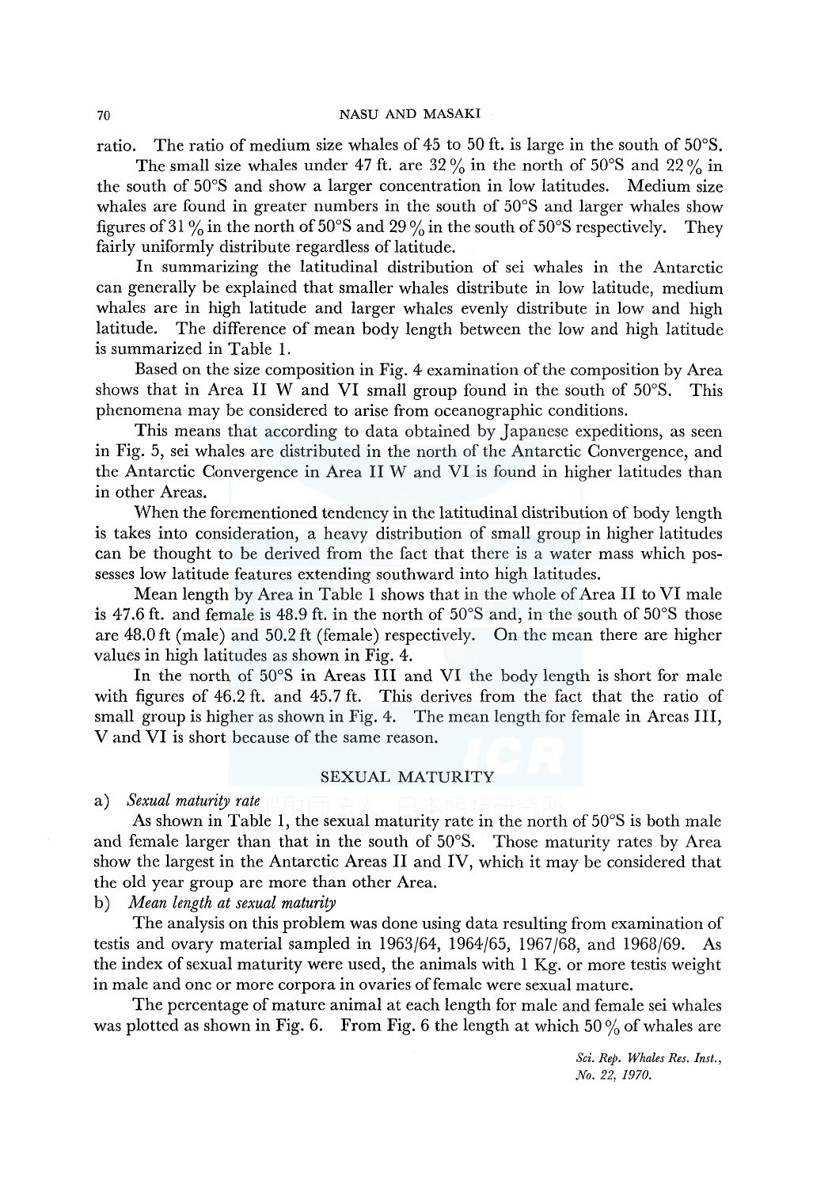ratio. The ratio of medium size whales of 45 to 50 ft. is large in the south of 50°S.

The small size whales under 47 ft. are 32 % in the north of 50°S and 22 % in the south of 50°S and show a larger concentration in low latitudes. Medium size whales are found in greater numbers in the south of 50°S and larger whales show figures of 31 % in the north of 50°S and 29 % in the south of 50°S respectively. They fairly uniformly distribute regardless of latitude.

In summarizing the latitudinal distribution of sei whales in the Antarctic can generally be explained that smaller whales distribute in low latitude, medium whales are in high latitude and larger whales evenly distribute in low and high latitude. The difference of mean body length between the low and high latitude is summarized in Table 1.

Based on the size composition in Fig. 4 examination of the composition by Area shows that in Area II W and VI small group found in the south of 50°S. This phenomena may be considered to arise from oceanographic conditions.

This means that according to data obtained by Japanese expeditions, as seen in Fig. 5, sei whales are distributed in the north of the Antarctic Convergence, and the Antarctic Convergence in Area II W and VI is found in higher latitudes than in other Areas.

When the forementioned tendency in the latitudinal distribution of body length is takes into consideration, a heavy distribution of small group in higher latitudes can be thought to be derived from the fact that there is a water mass which possesses low latitude features extending southward into high latitudes.

Mean length by Area in Table 1 shows that in the whole of Area II to VI male is 47.6 ft. and female is 48.9 ft. in the north of 50°S and, in the south of 50°S those are 48.0 ft (male) and 50.2 ft (female) respectively. On the mean there are higher values in high latitudes as shown in Fig. 4.

In the north of 50°S in Areas III and VI the body length is short for male with figures of 46.2 ft. and 45.7 ft. This derives from the fact that the ratio of small group is higher as shown in Fig. 4. The mean length for female in Areas III, V and VI is short because of the same reason.

## SEXUAL MATURITY

a) *Sexual maturity rate*

As shown in Table 1, the sexual maturity rate in the north of 50°S is both male and female larger than that in the south of 50°S. Those maturity rates by Area show the largest in the Antarctic Areas II and IV, which it may be considered that the old year group are more than other Area.

b) *Mean length at sexual maturity*

The analysis on this problem was done using data resulting from examination of testis and ovary material sampled in 1963/64, 1964/65, 1967/68, and 1968/69. As the index of sexual maturity were used, the animals with 1 Kg. or more testis weight in male and one or more corpora in ovaries of female were sexual mature.

The percentage of mature animal at each length for male and female sei whales was plotted as shown in Fig. 6. From Fig. 6 the length at which 50 % of whales are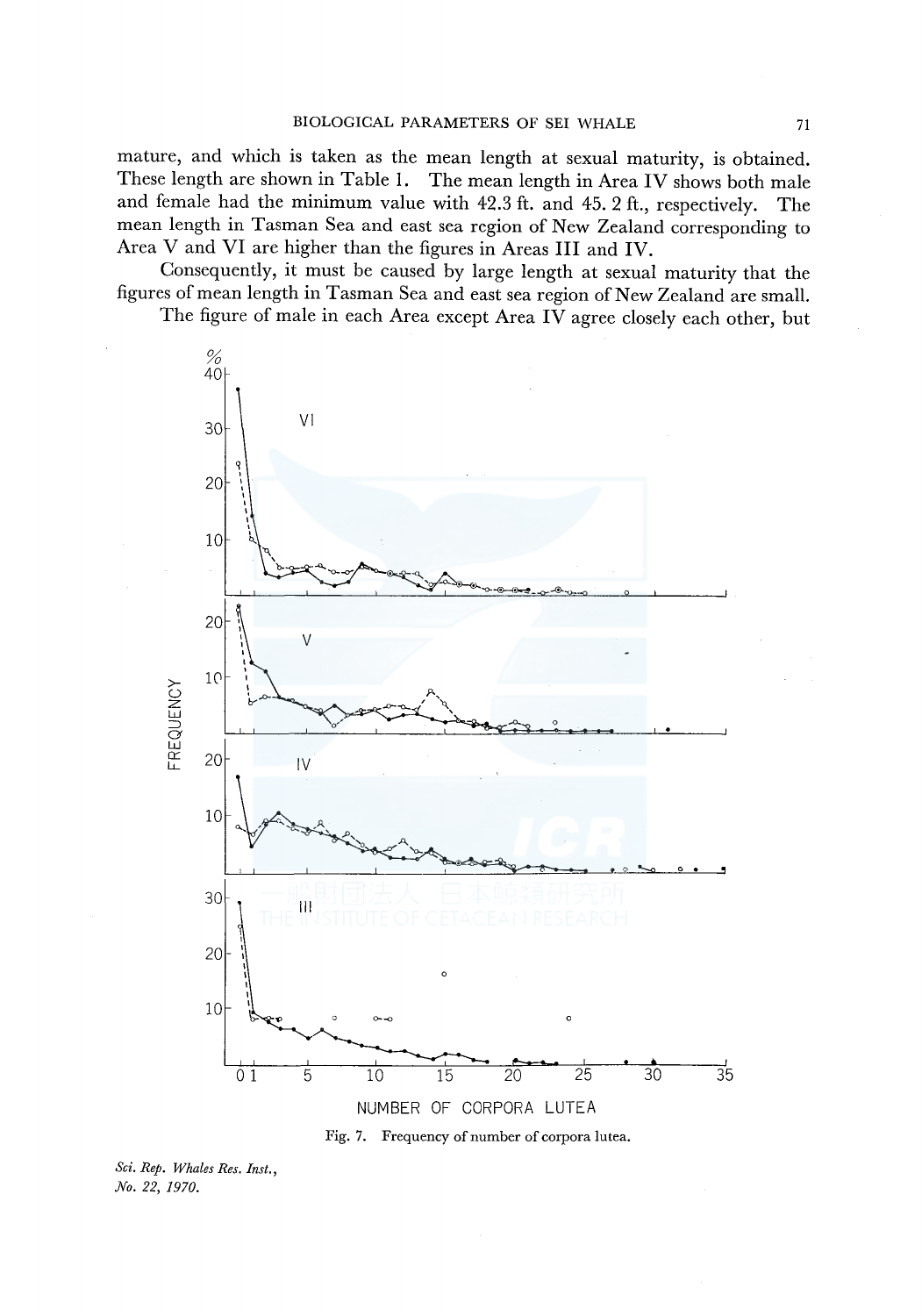mature, and which is taken as the mean length at sexual maturity, is obtained. These length are shown in Table 1. The mean length in Area IV shows both male and female had the minimum value with 42.3 ft. and 45. 2 ft., respectively. The mean length in Tasman Sea and east sea region of New Zealand corresponding to Area V and VI are higher than the figures in Areas III and IV.

Consequently, it must be caused by large length at sexual maturity that the figures of mean length in Tasman Sea and east sea region of New Zealand are small.

The figure of male in each Area except Area IV agree closely each other, but

Fig. 7. Frequency of number of corpora lutea.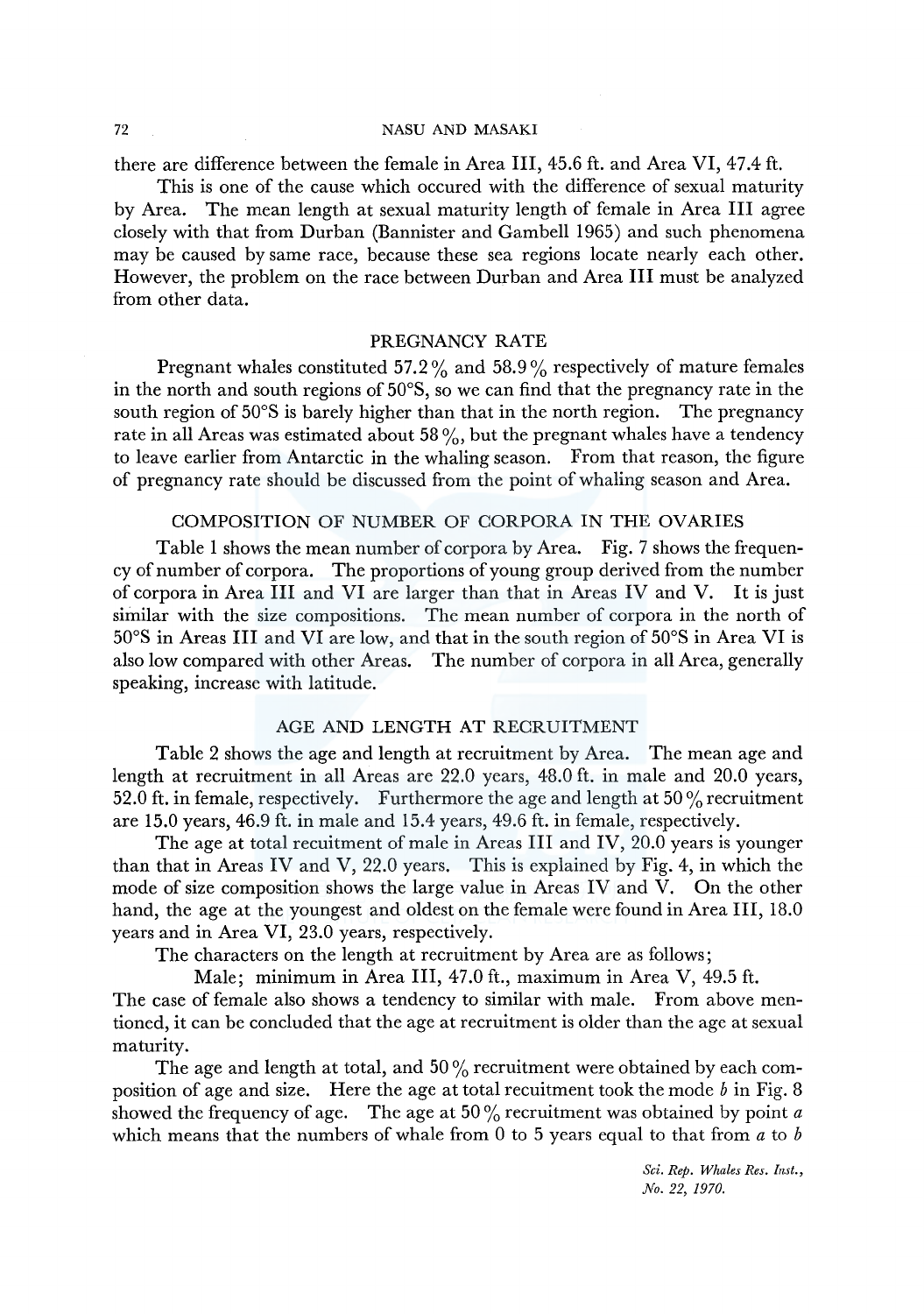there are difference between the female in Area III, 45.6 ft. and Area VI, 47.4 ft.

This is one of the cause which occured with the difference of sexual maturity by Area. The mean length at sexual maturity length of female in Area III agree closely with that from Durban (Bannister and Gambell 1965) and such phenomena may be caused by same race, because these sea regions locate nearly each other. However, the problem on the race between Durban and Area III must be analyzed from other data.

## PREGNANCY RATE

Pregnant whales constituted 57.2 % and 58.9 % respectively of mature females in the north and south regions of 50°S, so we can find that the pregnancy rate in the south region of 50°S is barely higher than that in the north region. The pregnancy rate in all Areas was estimated about 58 %, but the pregnant whales have a tendency to leave earlier from Antarctic in the whaling season. From that reason, the figure of pregnancy rate should be discussed from the point of whaling season and Area.

## COMPOSITION OF NUMBER OF CORPORA IN THE OVARIES

Table 1 shows the mean number of corpora by Area. Fig. 7 shows the frequency of number of corpora. The proportions of young group derived from the number of corpora in Area III and VI are larger than that in Areas IV and V. It is just similar with the size compositions. The mean number of corpora in the north of 50°S in Areas III and VI are low, and that in the south region of 50°S in Area VI is also low compared with other Areas. The number of corpora in all Area, generally speaking, increase with latitude.

## AGE AND LENGTH AT RECRUITMENT

Table 2 shows the age and length at recruitment by Area. The mean age and length at recruitment in all Areas are 22.0 years, 48.0 ft. in male and 20.0 years, 52.0 ft. in female, respectively. Furthermore the age and length at 50 % recruitment are 15.0 years, 46.9 ft. in male and 15.4 years, 49.6 ft. in female, respectively.

The age at total recuitment of male in Areas III and IV, 20.0 years is younger than that in Areas IV and V, 22.0 years. This is explained by Fig. 4, in which the mode of size composition shows the large value in Areas IV and V. On the other hand, the age at the youngest and oldest on the female were found in Area III, 18.0 years and in Area VI, 23.0 years, respectively.

The characters on the length at recruitment by Area are as follows;

Male; minimum in Area III, 47.0 ft., maximum in Area V, 49.5 ft.

The case of female also shows a tendency to similar with male. From above mentioned, it can be concluded that the age at recruitment is older than the age at sexual maturity.

The age and length at total, and 50 % recruitment were obtained by each composition of age and size. Here the age at total recuitment took the mode *b* in Fig. 8 showed the frequency of age. The age at 50 % recruitment was obtained by point *a* which means that the numbers of whale from 0 to 5 years equal to that from *a* to *b*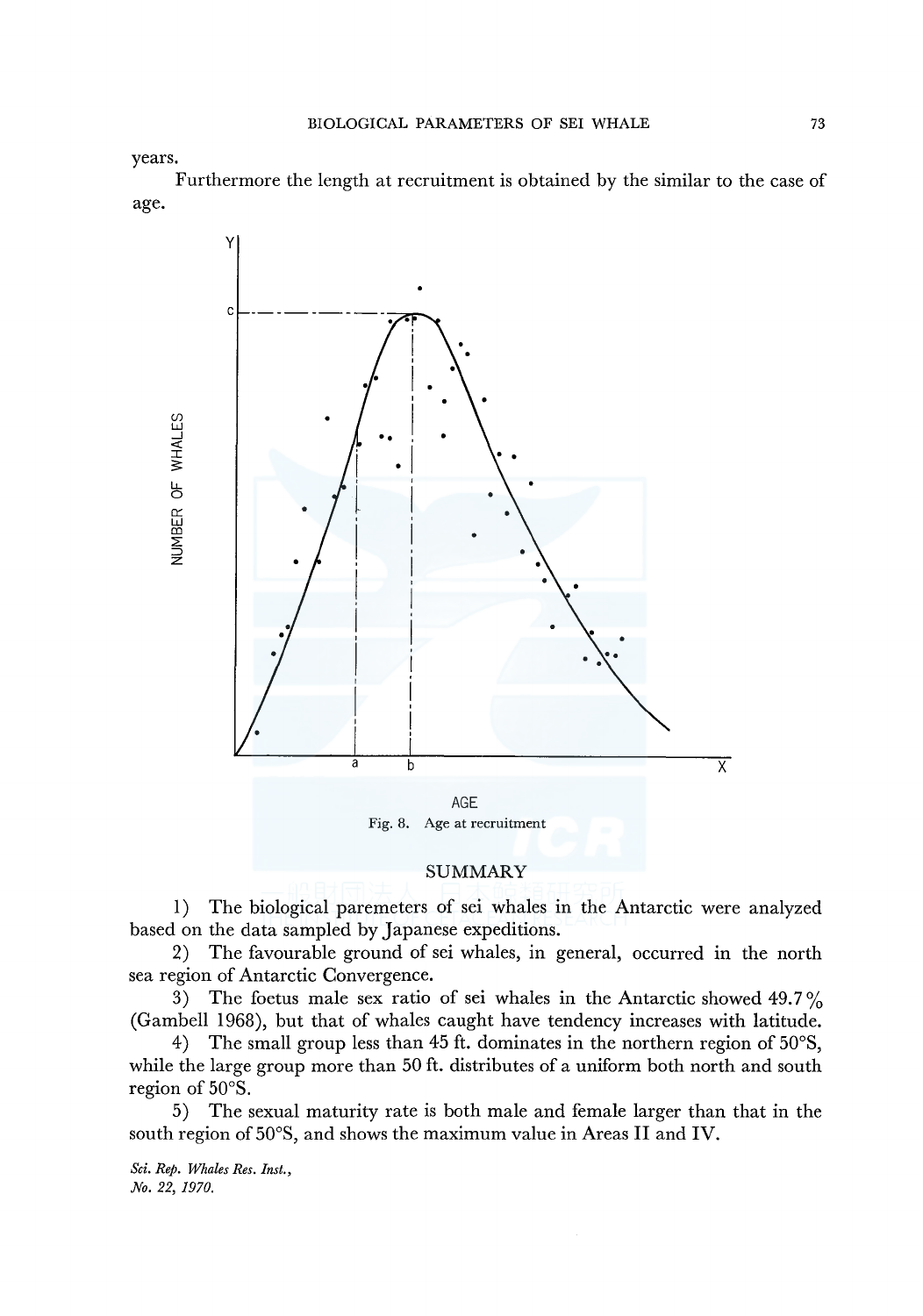years.

Furthermore the length at recruitment is obtained by the similar to the case of age.

Fig. 8. Age at recruitment

## SUMMARY

1) The biological paremeters of sei whales in the Antarctic were analyzed based on the data sampled by Japanese expeditions.

2) The favourable ground of sei whales, in general, occurred in the north sea region of Antarctic Convergence.

3) The foetus male sex ratio of sei whales in the Antarctic showed 49.7% (Gambell 1968), but that of whales caught have tendency increases with latitude.

4) The small group less than 45 ft. dominates in the northern region of 50°S, while the large group more than 50 ft. distributes of a uniform both north and south region of 50°S.

5) The sexual maturity rate is both male and female larger than that in the south region of 50°S, and shows the maximum value in Areas II and IV.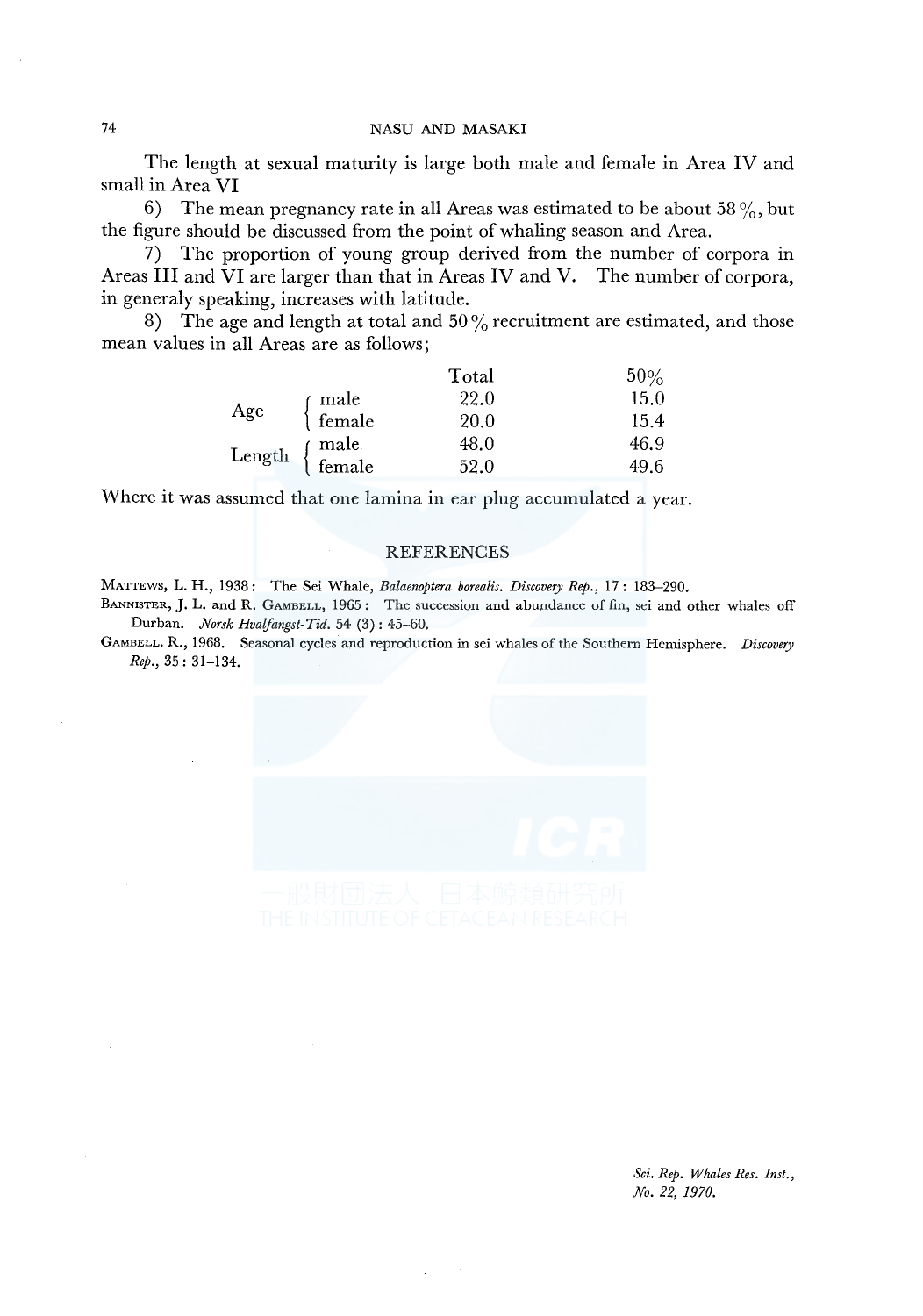The length at sexual maturity is large both male and female in Area IV and small in Area VI

6) The mean pregnancy rate in all Areas was estimated to be about 58%, but the figure should be discussed from the point of whaling season and Area.

7) The proportion of young group derived from the number of corpora in Areas III and VI are larger than that in Areas IV and V. The number of corpora, in generaly speaking, increases with latitude.

8) The age and length at total and 50% recruitment are estimated, and those mean values in all Areas are as follows;

| | | Total | 50% |
|---|---|---|---|
| Age | male | 22.0 | 15.0 |
| | female | 20.0 | 15.4 |
| Length | male | 48.0 | 46.9 |
| | female | 52.0 | 49.6 |

Where it was assumed that one lamina in ear plug accumulated a year.

## REFERENCES

MATTEWS, L. H., 1938: The Sei Whale, *Balaenoptera borealis*. *Discovery Rep.*, 17: 183–290.

BANNISTER, J. L. and R. GAMBELL, 1965: The succession and abundance of fin, sei and other whales off Durban. *Norsk Hvalfangst-Tid.* 54 (3): 45–60.

GAMBELL. R., 1968. Seasonal cycles and reproduction in sei whales of the Southern Hemisphere. *Discovery Rep.*, 35: 31–134.